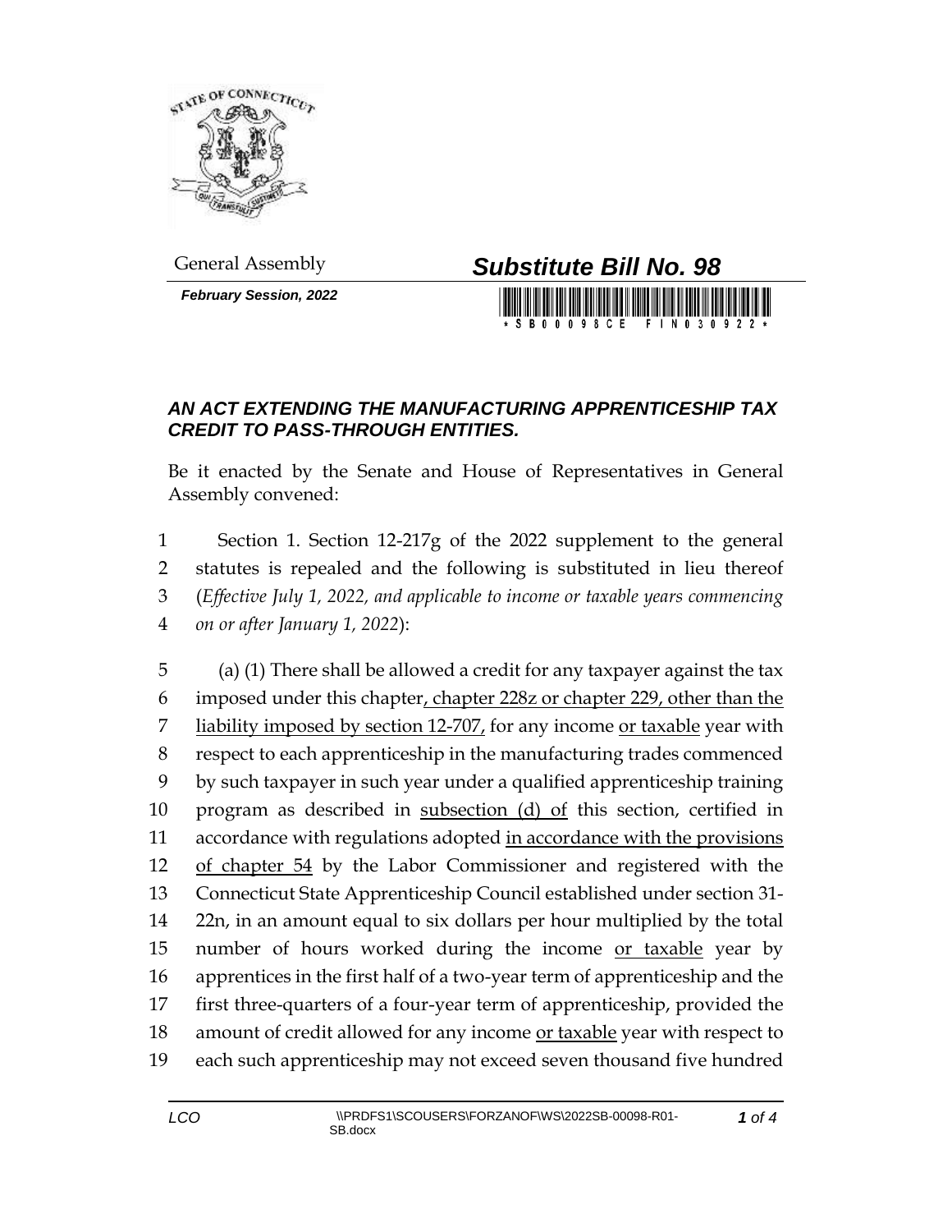General Assembly

**Substitute Bill No. 98**

*February Session, 2022*

## *AN ACT EXTENDING THE MANUFACTURING APPRENTICESHIP TAX CREDIT TO PASS-THROUGH ENTITIES.*

Be it enacted by the Senate and House of Representatives in General Assembly convened:

1 Section 1. Section 12-217g of the 2022 supplement to the general
2 statutes is repealed and the following is substituted in lieu thereof
3 (*Effective July 1, 2022, and applicable to income or taxable years commencing*
4 *on or after January 1, 2022*):

5 (a) (1) There shall be allowed a credit for any taxpayer against the tax
6 imposed under this chapter, chapter 228z or chapter 229, other than the
7 liability imposed by section 12-707, for any income or taxable year with
8 respect to each apprenticeship in the manufacturing trades commenced
9 by such taxpayer in such year under a qualified apprenticeship training
10 program as described in subsection (d) of this section, certified in
11 accordance with regulations adopted in accordance with the provisions
12 of chapter 54 by the Labor Commissioner and registered with the
13 Connecticut State Apprenticeship Council established under section 31-
14 22n, in an amount equal to six dollars per hour multiplied by the total
15 number of hours worked during the income or taxable year by
16 apprentices in the first half of a two-year term of apprenticeship and the
17 first three-quarters of a four-year term of apprenticeship, provided the
18 amount of credit allowed for any income or taxable year with respect to
19 each such apprenticeship may not exceed seven thousand five hundred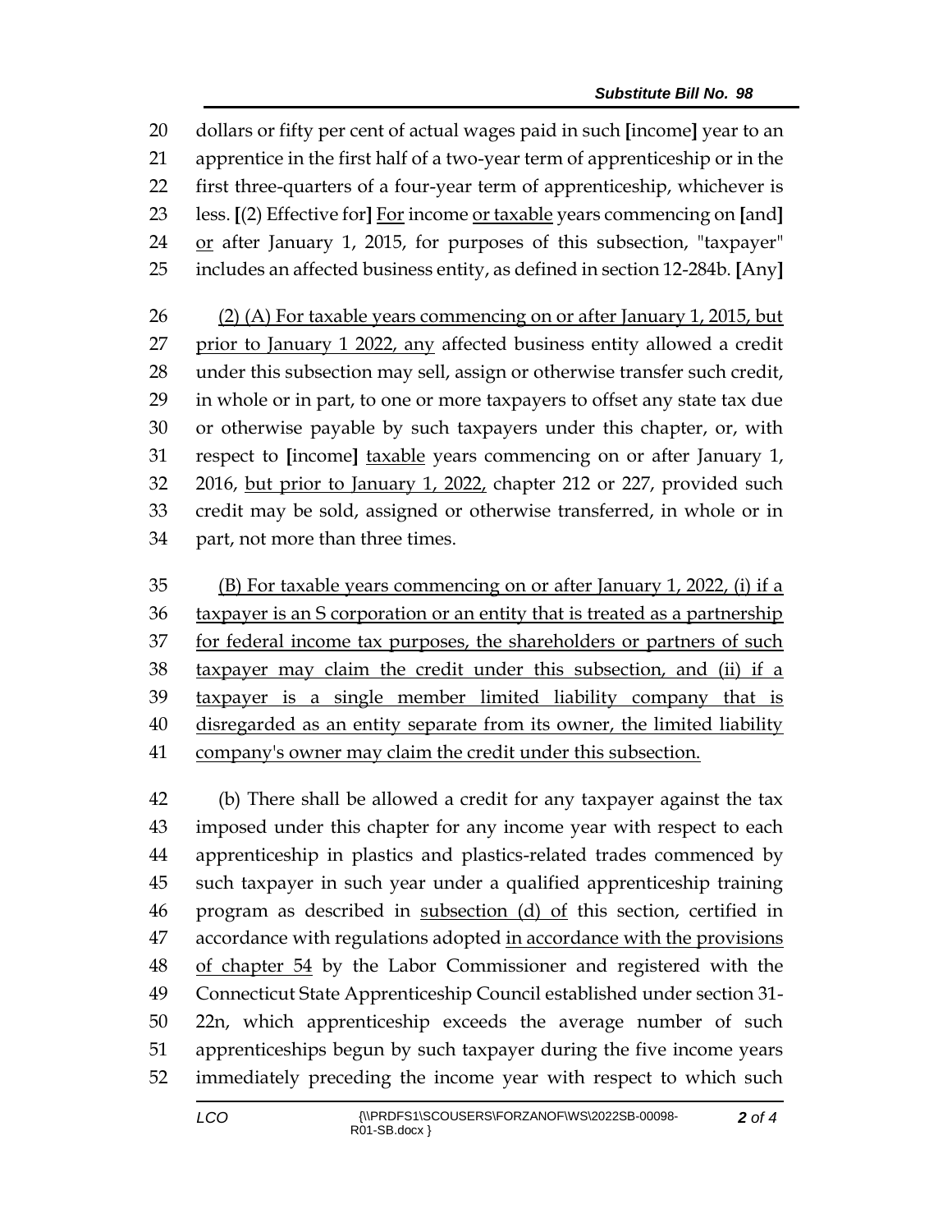dollars or fifty per cent of actual wages paid in such [income] year to an apprentice in the first half of a two-year term of apprenticeship or in the first three-quarters of a four-year term of apprenticeship, whichever is less. [(2) Effective for] For income or taxable years commencing on [and] or after January 1, 2015, for purposes of this subsection, "taxpayer" includes an affected business entity, as defined in section 12-284b. [Any]

(2) (A) For taxable years commencing on or after January 1, 2015, but prior to January 1 2022, any affected business entity allowed a credit under this subsection may sell, assign or otherwise transfer such credit, in whole or in part, to one or more taxpayers to offset any state tax due or otherwise payable by such taxpayers under this chapter, or, with respect to [income] taxable years commencing on or after January 1, 2016, but prior to January 1, 2022, chapter 212 or 227, provided such credit may be sold, assigned or otherwise transferred, in whole or in part, not more than three times.

(B) For taxable years commencing on or after January 1, 2022, (i) if a taxpayer is an S corporation or an entity that is treated as a partnership for federal income tax purposes, the shareholders or partners of such taxpayer may claim the credit under this subsection, and (ii) if a taxpayer is a single member limited liability company that is disregarded as an entity separate from its owner, the limited liability company's owner may claim the credit under this subsection.

(b) There shall be allowed a credit for any taxpayer against the tax imposed under this chapter for any income year with respect to each apprenticeship in plastics and plastics-related trades commenced by such taxpayer in such year under a qualified apprenticeship training program as described in subsection (d) of this section, certified in accordance with regulations adopted in accordance with the provisions of chapter 54 by the Labor Commissioner and registered with the Connecticut State Apprenticeship Council established under section 31-22n, which apprenticeship exceeds the average number of such apprenticeships begun by such taxpayer during the five income years immediately preceding the income year with respect to which such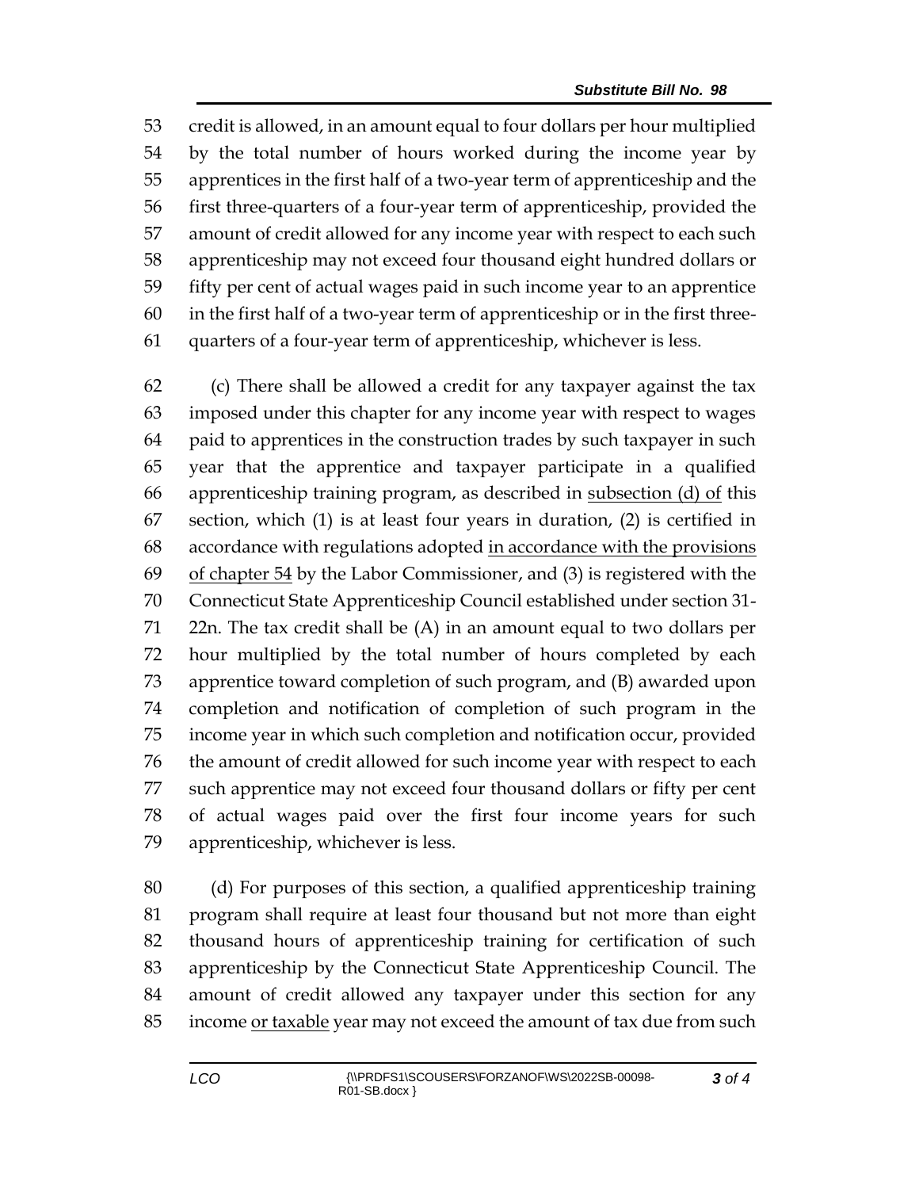53 credit is allowed, in an amount equal to four dollars per hour multiplied
54 by the total number of hours worked during the income year by
55 apprentices in the first half of a two-year term of apprenticeship and the
56 first three-quarters of a four-year term of apprenticeship, provided the
57 amount of credit allowed for any income year with respect to each such
58 apprenticeship may not exceed four thousand eight hundred dollars or
59 fifty per cent of actual wages paid in such income year to an apprentice
60 in the first half of a two-year term of apprenticeship or in the first three-
61 quarters of a four-year term of apprenticeship, whichever is less.

62 (c) There shall be allowed a credit for any taxpayer against the tax
63 imposed under this chapter for any income year with respect to wages
64 paid to apprentices in the construction trades by such taxpayer in such
65 year that the apprentice and taxpayer participate in a qualified
66 apprenticeship training program, as described in <u>subsection (d) of</u> this
67 section, which (1) is at least four years in duration, (2) is certified in
68 accordance with regulations adopted <u>in accordance with the provisions</u>
69 <u>of chapter 54</u> by the Labor Commissioner, and (3) is registered with the
70 Connecticut State Apprenticeship Council established under section 31-
71 22n. The tax credit shall be (A) in an amount equal to two dollars per
72 hour multiplied by the total number of hours completed by each
73 apprentice toward completion of such program, and (B) awarded upon
74 completion and notification of completion of such program in the
75 income year in which such completion and notification occur, provided
76 the amount of credit allowed for such income year with respect to each
77 such apprentice may not exceed four thousand dollars or fifty per cent
78 of actual wages paid over the first four income years for such
79 apprenticeship, whichever is less.

80 (d) For purposes of this section, a qualified apprenticeship training
81 program shall require at least four thousand but not more than eight
82 thousand hours of apprenticeship training for certification of such
83 apprenticeship by the Connecticut State Apprenticeship Council. The
84 amount of credit allowed any taxpayer under this section for any
85 income <u>or taxable</u> year may not exceed the amount of tax due from such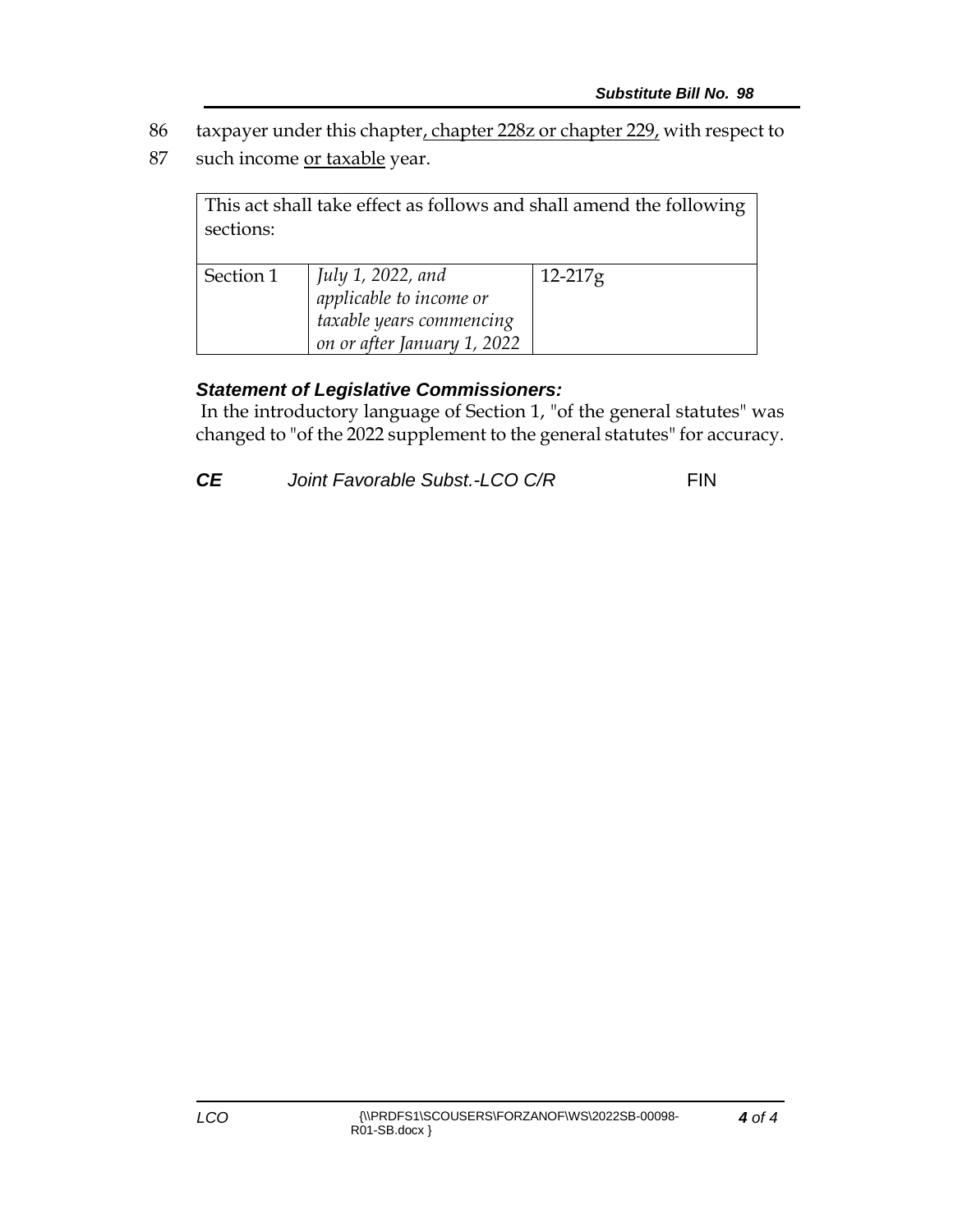86 taxpayer under this chapter, chapter 228z or chapter 229, with respect to

87 such income or taxable year.

| This act shall take effect as follows and shall amend the following sections: | | |
|---|---|---|
| Section 1 | *July 1, 2022, and applicable to income or taxable years commencing on or after January 1, 2022* | 12-217g |

### *Statement of Legislative Commissioners:*

In the introductory language of Section 1, "of the general statutes" was changed to "of the 2022 supplement to the general statutes" for accuracy.

***CE*** *Joint Favorable Subst.-LCO C/R* FIN